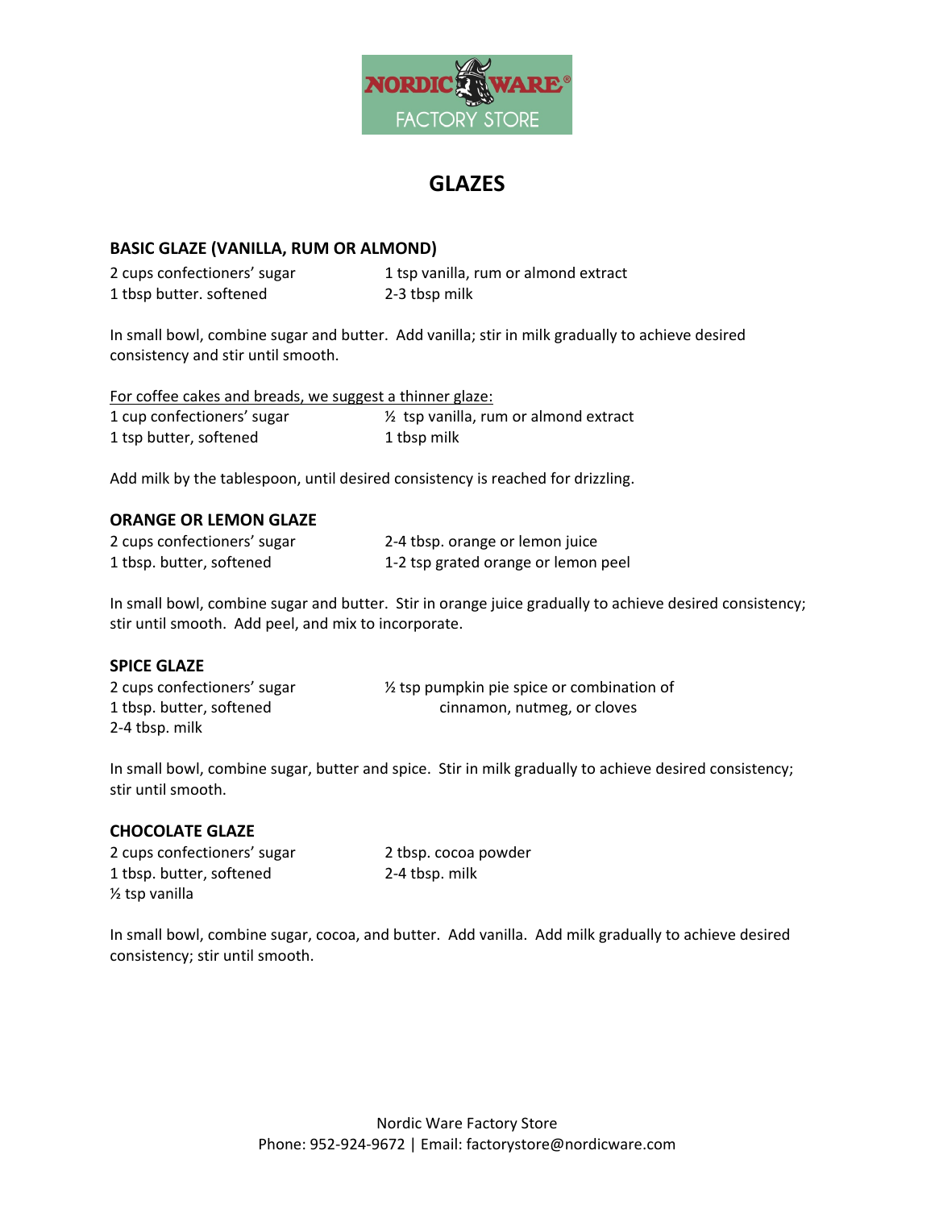NORDIC WARE® FACTORY STORE

# GLAZES

### BASIC GLAZE (VANILLA, RUM OR ALMOND)

| | |
|---|---|
| 2 cups confectioners' sugar | 1 tsp vanilla, rum or almond extract |
| 1 tbsp butter. softened | 2-3 tbsp milk |

In small bowl, combine sugar and butter. Add vanilla; stir in milk gradually to achieve desired consistency and stir until smooth.

For coffee cakes and breads, we suggest a thinner glaze:

| | |
|---|---|
| 1 cup confectioners' sugar | ½ tsp vanilla, rum or almond extract |
| 1 tsp butter, softened | 1 tbsp milk |

Add milk by the tablespoon, until desired consistency is reached for drizzling.

### ORANGE OR LEMON GLAZE

| | |
|---|---|
| 2 cups confectioners' sugar | 2-4 tbsp. orange or lemon juice |
| 1 tbsp. butter, softened | 1-2 tsp grated orange or lemon peel |

In small bowl, combine sugar and butter. Stir in orange juice gradually to achieve desired consistency; stir until smooth. Add peel, and mix to incorporate.

### SPICE GLAZE

| | |
|---|---|
| 2 cups confectioners' sugar | ½ tsp pumpkin pie spice or combination of cinnamon, nutmeg, or cloves |
| 1 tbsp. butter, softened | |
| 2-4 tbsp. milk | |

In small bowl, combine sugar, butter and spice. Stir in milk gradually to achieve desired consistency; stir until smooth.

### CHOCOLATE GLAZE

| | |
|---|---|
| 2 cups confectioners' sugar | 2 tbsp. cocoa powder |
| 1 tbsp. butter, softened | 2-4 tbsp. milk |
| ½ tsp vanilla | |

In small bowl, combine sugar, cocoa, and butter. Add vanilla. Add milk gradually to achieve desired consistency; stir until smooth.

Nordic Ware Factory Store
Phone: 952-924-9672 | Email: factorystore@nordicware.com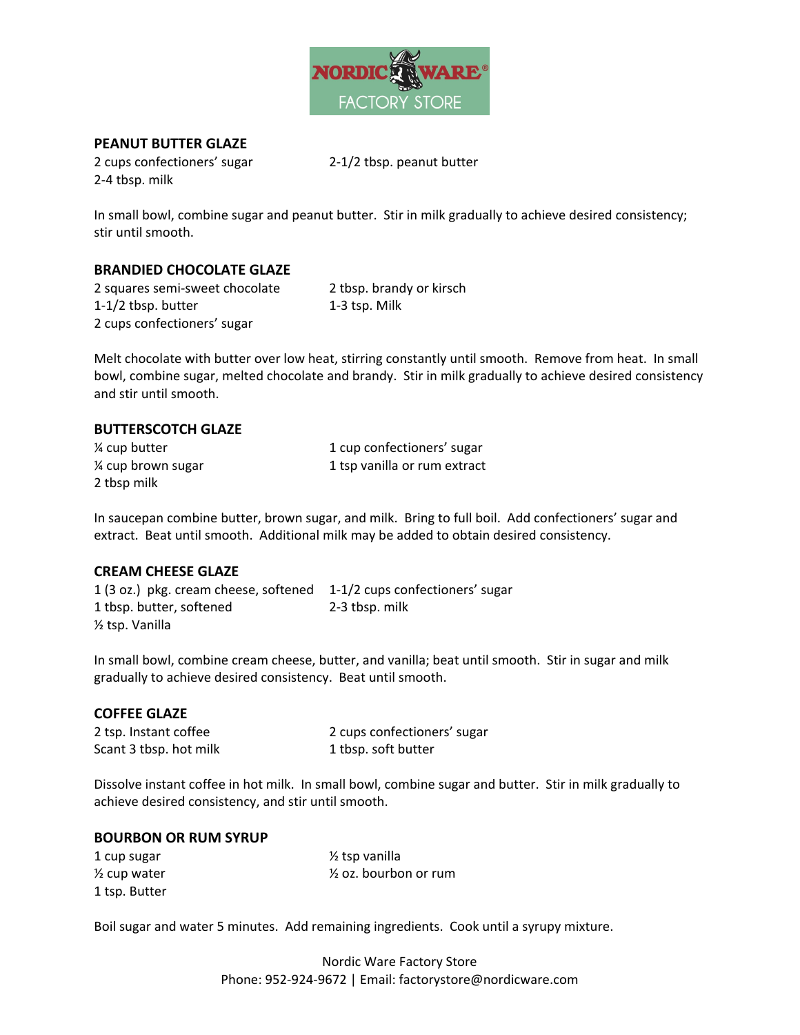## PEANUT BUTTER GLAZE

2 cups confectioners' sugar
2-1/2 tbsp. peanut butter
2-4 tbsp. milk

In small bowl, combine sugar and peanut butter. Stir in milk gradually to achieve desired consistency; stir until smooth.

## BRANDIED CHOCOLATE GLAZE

2 squares semi-sweet chocolate
1-1/2 tbsp. butter
2 cups confectioners' sugar
2 tbsp. brandy or kirsch
1-3 tsp. Milk

Melt chocolate with butter over low heat, stirring constantly until smooth. Remove from heat. In small bowl, combine sugar, melted chocolate and brandy. Stir in milk gradually to achieve desired consistency and stir until smooth.

## BUTTERSCOTCH GLAZE

¼ cup butter
¼ cup brown sugar
2 tbsp milk
1 cup confectioners' sugar
1 tsp vanilla or rum extract

In saucepan combine butter, brown sugar, and milk. Bring to full boil. Add confectioners' sugar and extract. Beat until smooth. Additional milk may be added to obtain desired consistency.

## CREAM CHEESE GLAZE

1 (3 oz.) pkg. cream cheese, softened
1 tbsp. butter, softened
½ tsp. Vanilla
1-1/2 cups confectioners' sugar
2-3 tbsp. milk

In small bowl, combine cream cheese, butter, and vanilla; beat until smooth. Stir in sugar and milk gradually to achieve desired consistency. Beat until smooth.

## COFFEE GLAZE

2 tsp. Instant coffee
Scant 3 tbsp. hot milk
2 cups confectioners' sugar
1 tbsp. soft butter

Dissolve instant coffee in hot milk. In small bowl, combine sugar and butter. Stir in milk gradually to achieve desired consistency, and stir until smooth.

## BOURBON OR RUM SYRUP

1 cup sugar
½ cup water
1 tsp. Butter
½ tsp vanilla
½ oz. bourbon or rum

Boil sugar and water 5 minutes. Add remaining ingredients. Cook until a syrupy mixture.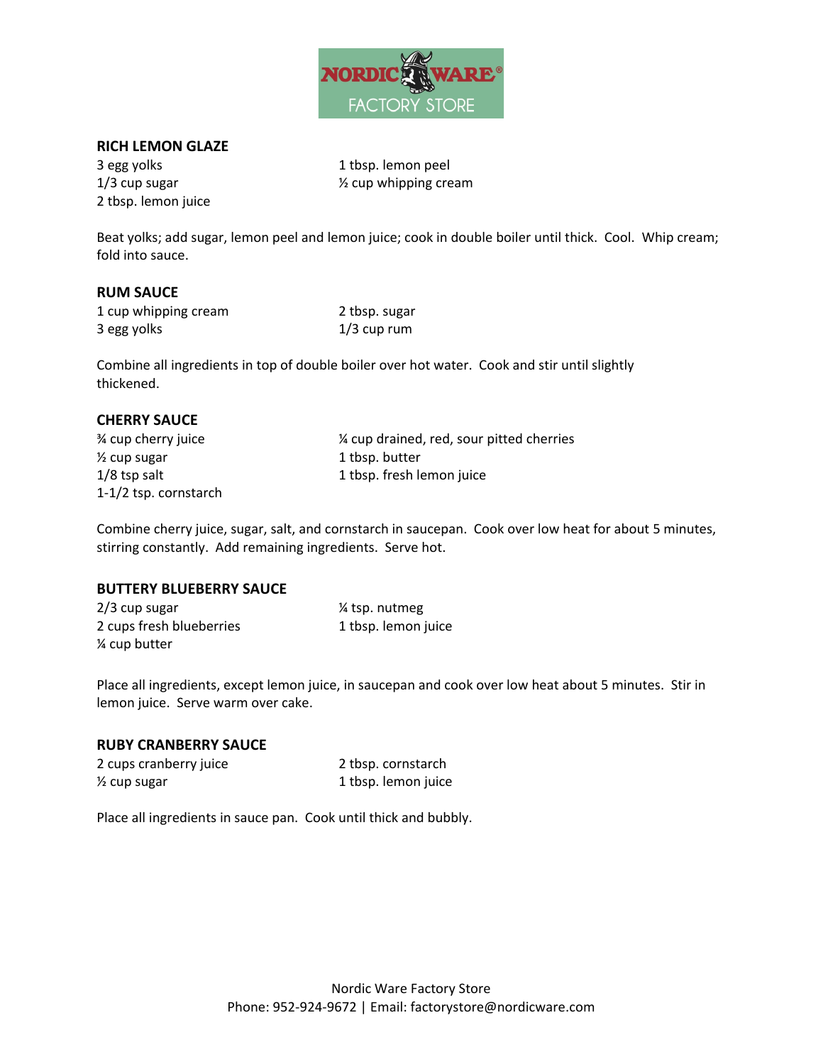## RICH LEMON GLAZE

3 egg yolks
1/3 cup sugar
2 tbsp. lemon juice
1 tbsp. lemon peel
½ cup whipping cream

Beat yolks; add sugar, lemon peel and lemon juice; cook in double boiler until thick. Cool. Whip cream; fold into sauce.

## RUM SAUCE

1 cup whipping cream
3 egg yolks
2 tbsp. sugar
1/3 cup rum

Combine all ingredients in top of double boiler over hot water. Cook and stir until slightly thickened.

## CHERRY SAUCE

¾ cup cherry juice
½ cup sugar
1/8 tsp salt
1-1/2 tsp. cornstarch
¼ cup drained, red, sour pitted cherries
1 tbsp. butter
1 tbsp. fresh lemon juice

Combine cherry juice, sugar, salt, and cornstarch in saucepan. Cook over low heat for about 5 minutes, stirring constantly. Add remaining ingredients. Serve hot.

## BUTTERY BLUEBERRY SAUCE

2/3 cup sugar
2 cups fresh blueberries
¼ cup butter
¼ tsp. nutmeg
1 tbsp. lemon juice

Place all ingredients, except lemon juice, in saucepan and cook over low heat about 5 minutes. Stir in lemon juice. Serve warm over cake.

## RUBY CRANBERRY SAUCE

2 cups cranberry juice
½ cup sugar
2 tbsp. cornstarch
1 tbsp. lemon juice

Place all ingredients in sauce pan. Cook until thick and bubbly.

Nordic Ware Factory Store
Phone: 952-924-9672 | Email: factorystore@nordicware.com